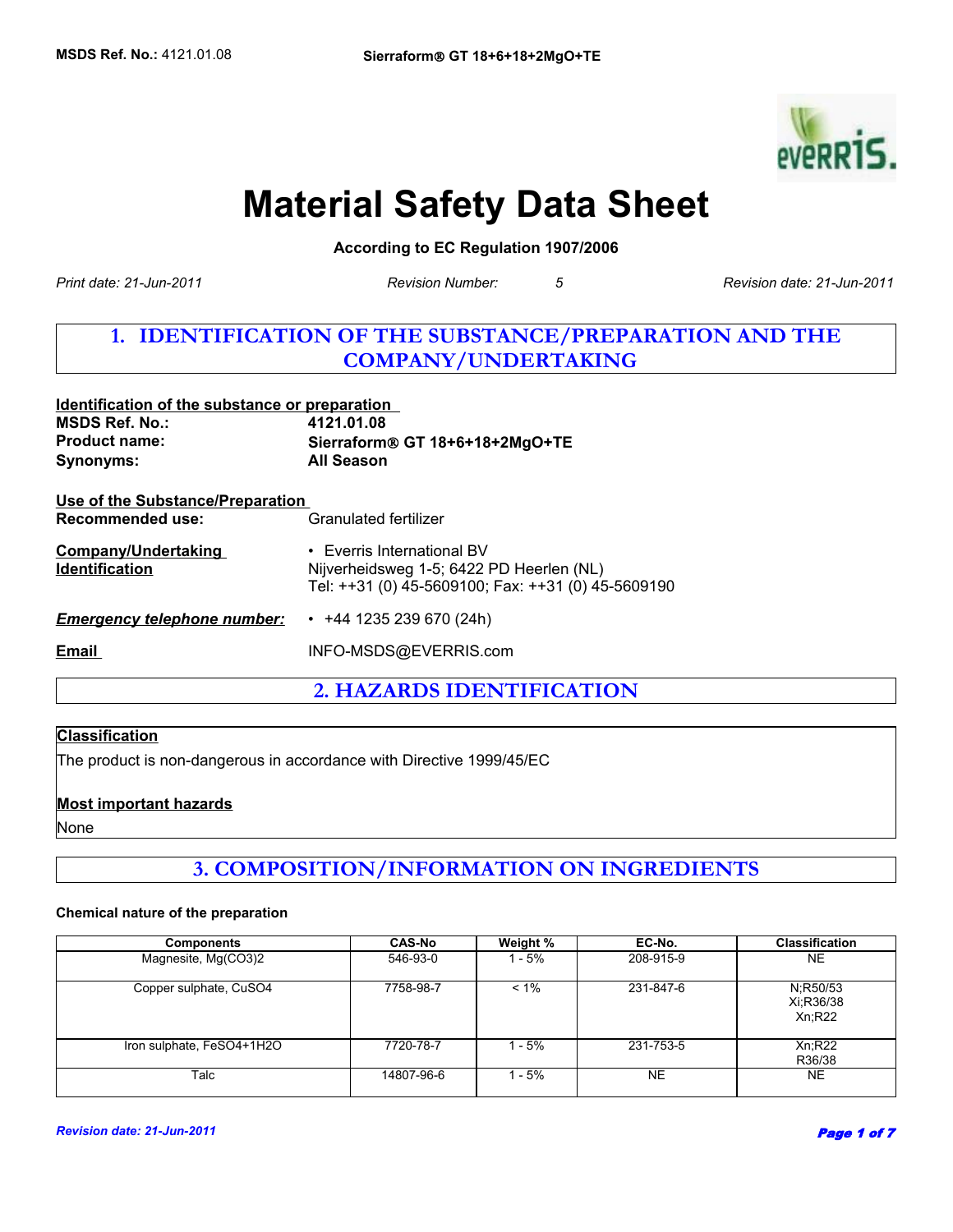# Material Safety Data Sheet

**According to EC Regulation 1907/2006**

*Print date: 21-Jun-2011* *Revision Number: 5* *Revision date: 21-Jun-2011*

## 1. IDENTIFICATION OF THE SUBSTANCE/PREPARATION AND THE COMPANY/UNDERTAKING

**Identification of the substance or preparation**

**MSDS Ref. No.:** **4121.01.08**
**Product name:** **Sierraform® GT 18+6+18+2MgO+TE**
**Synonyms:** **All Season**

**Use of the Substance/Preparation**

**Recommended use:** Granulated fertilizer

**Company/Undertaking Identification**

- Everris International BV
Nijverheidsweg 1-5; 6422 PD Heerlen (NL)
Tel: ++31 (0) 45-5609100; Fax: ++31 (0) 45-5609190

***Emergency telephone number:***

- +44 1235 239 670 (24h)

**Email** INFO-MSDS@EVERRIS.com

## 2. HAZARDS IDENTIFICATION

**Classification**

The product is non-dangerous in accordance with Directive 1999/45/EC

**Most important hazards**

None

## 3. COMPOSITION/INFORMATION ON INGREDIENTS

**Chemical nature of the preparation**

| Components | CAS-No | Weight % | EC-No. | Classification |
|---|---|---|---|---|
| Magnesite, $Mg(CO_3)_2$ | 546-93-0 | 1 - 5% | 208-915-9 | NE |
| Copper sulphate, $CuSO_4$ | 7758-98-7 | < 1% | 231-847-6 | N;R50/53<br>Xi;R36/38<br>Xn;R22 |
| Iron sulphate, $FeSO_4+1H_2O$ | 7720-78-7 | 1 - 5% | 231-753-5 | Xn;R22<br>R36/38 |
| Talc | 14807-96-6 | 1 - 5% | NE | NE |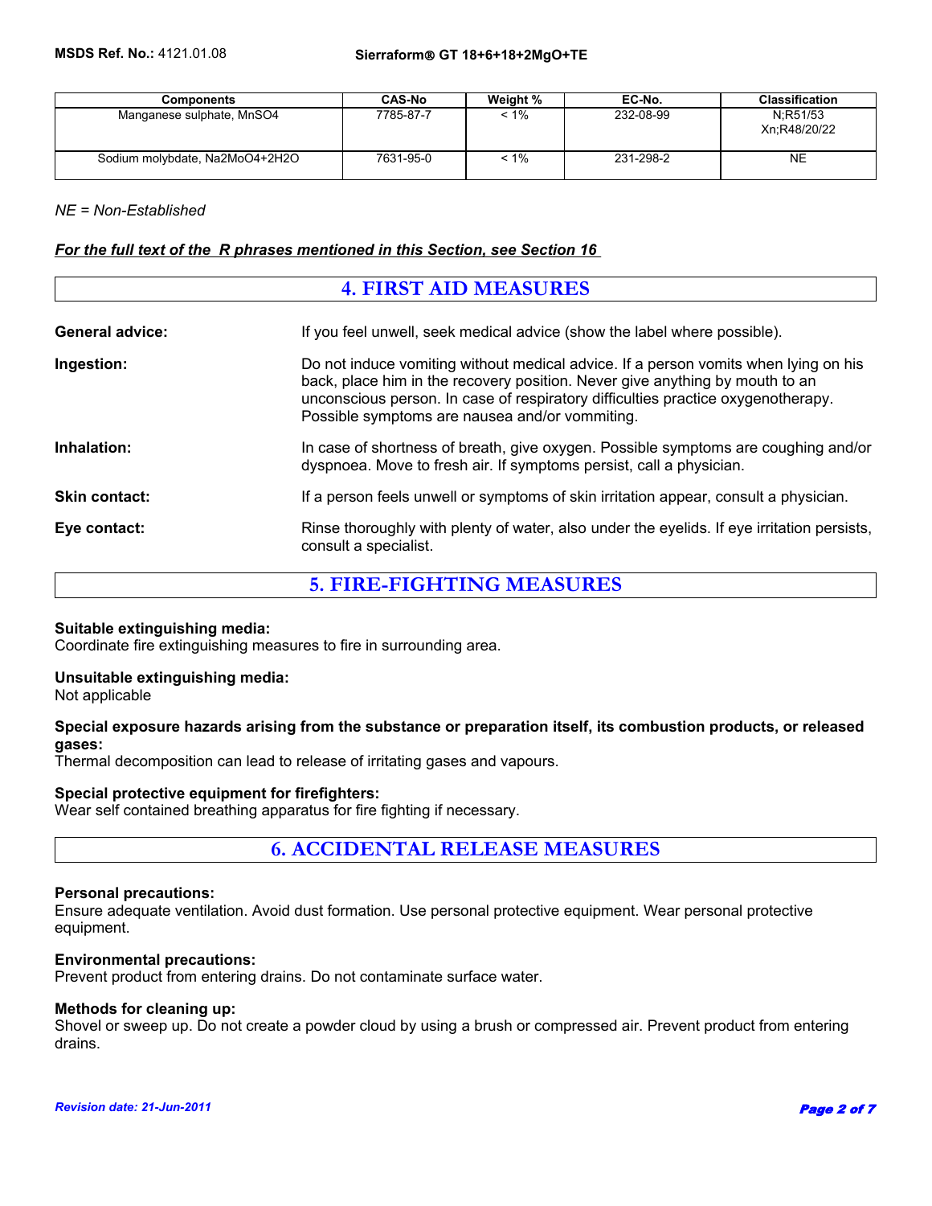| Components | CAS-No | Weight % | EC-No. | Classification |
|---|---|---|---|---|
| Manganese sulphate, $MnSO_4$ | 7785-87-7 | < 1% | 232-08-99 | N;R51/53 Xn;R48/20/22 |
| Sodium molybdate, $Na_2MoO_4$+$2H_2O$ | 7631-95-0 | < 1% | 231-298-2 | NE |

*NE = Non-Established*

***For the full text of the R phrases mentioned in this Section, see Section 16***

## 4. FIRST AID MEASURES

**General advice:** If you feel unwell, seek medical advice (show the label where possible).

**Ingestion:** Do not induce vomiting without medical advice. If a person vomits when lying on his back, place him in the recovery position. Never give anything by mouth to an unconscious person. In case of respiratory difficulties practice oxygenotherapy. Possible symptoms are nausea and/or vommiting.

**Inhalation:** In case of shortness of breath, give oxygen. Possible symptoms are coughing and/or dyspnoea. Move to fresh air. If symptoms persist, call a physician.

**Skin contact:** If a person feels unwell or symptoms of skin irritation appear, consult a physician.

**Eye contact:** Rinse thoroughly with plenty of water, also under the eyelids. If eye irritation persists, consult a specialist.

## 5. FIRE-FIGHTING MEASURES

**Suitable extinguishing media:**
Coordinate fire extinguishing measures to fire in surrounding area.

**Unsuitable extinguishing media:**
Not applicable

**Special exposure hazards arising from the substance or preparation itself, its combustion products, or released gases:**
Thermal decomposition can lead to release of irritating gases and vapours.

**Special protective equipment for firefighters:**
Wear self contained breathing apparatus for fire fighting if necessary.

## 6. ACCIDENTAL RELEASE MEASURES

**Personal precautions:**
Ensure adequate ventilation. Avoid dust formation. Use personal protective equipment. Wear personal protective equipment.

**Environmental precautions:**
Prevent product from entering drains. Do not contaminate surface water.

**Methods for cleaning up:**
Shovel or sweep up. Do not create a powder cloud by using a brush or compressed air. Prevent product from entering drains.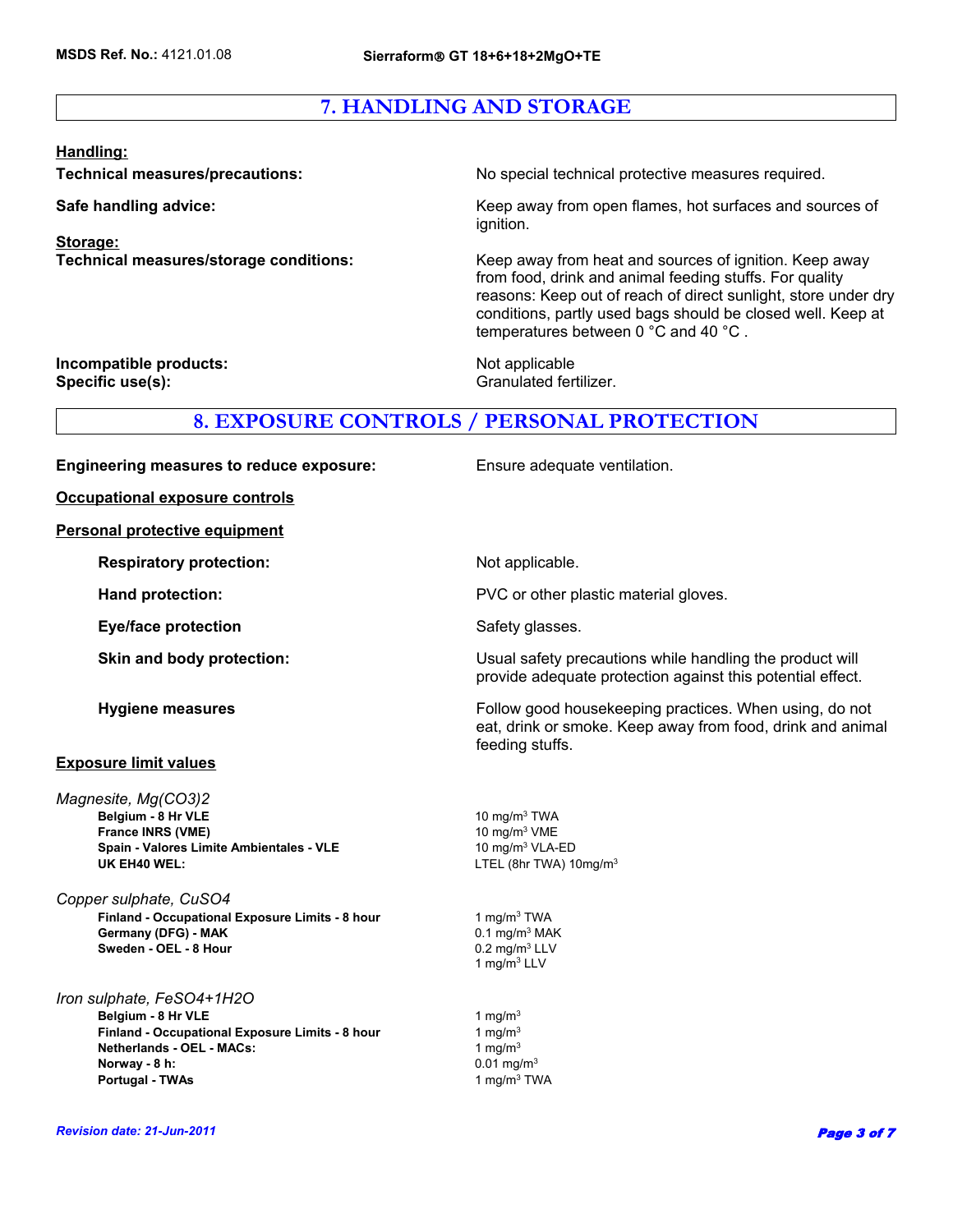## 7. HANDLING AND STORAGE

**Handling:**

**Technical measures/precautions:** No special technical protective measures required.

**Safe handling advice:** Keep away from open flames, hot surfaces and sources of ignition.

**Storage:**

**Technical measures/storage conditions:** Keep away from heat and sources of ignition. Keep away from food, drink and animal feeding stuffs. For quality reasons: Keep out of reach of direct sunlight, store under dry conditions, partly used bags should be closed well. Keep at temperatures between 0 °C and 40 °C .

**Incompatible products:** Not applicable

**Specific use(s):** Granulated fertilizer.

## 8. EXPOSURE CONTROLS / PERSONAL PROTECTION

**Engineering measures to reduce exposure:** Ensure adequate ventilation.

**Occupational exposure controls**

**Personal protective equipment**

**Respiratory protection:** Not applicable.

**Hand protection:** PVC or other plastic material gloves.

**Eye/face protection** Safety glasses.

**Skin and body protection:** Usual safety precautions while handling the product will provide adequate protection against this potential effect.

**Hygiene measures** Follow good housekeeping practices. When using, do not eat, drink or smoke. Keep away from food, drink and animal feeding stuffs.

**Exposure limit values**

*Magnesite, $Mg(CO_3)_2$*

| | |
|---|---|
| **Belgium - 8 Hr VLE** | 10 mg/m$^3$ TWA |
| **France INRS (VME)** | 10 mg/m$^3$ VME |
| **Spain - Valores Limite Ambientales - VLE** | 10 mg/m$^3$ VLA-ED |
| **UK EH40 WEL:** | LTEL (8hr TWA) 10mg/m$^3$ |

*Copper sulphate, $CuSO_4$*

| | |
|---|---|
| **Finland - Occupational Exposure Limits - 8 hour** | 1 mg/m$^3$ TWA |
| **Germany (DFG) - MAK** | 0.1 mg/m$^3$ MAK |
| **Sweden - OEL - 8 Hour** | 0.2 mg/m$^3$ LLV |
| | 1 mg/m$^3$ LLV |

*Iron sulphate, $FeSO_4+1H_2O$*

| | |
|---|---|
| **Belgium - 8 Hr VLE** | 1 mg/m$^3$ |
| **Finland - Occupational Exposure Limits - 8 hour** | 1 mg/m$^3$ |
| **Netherlands - OEL - MACs:** | 1 mg/m$^3$ |
| **Norway - 8 h:** | 0.01 mg/m$^3$ |
| **Portugal - TWAs** | 1 mg/m$^3$ TWA |

*Revision date: 21-Jun-2011*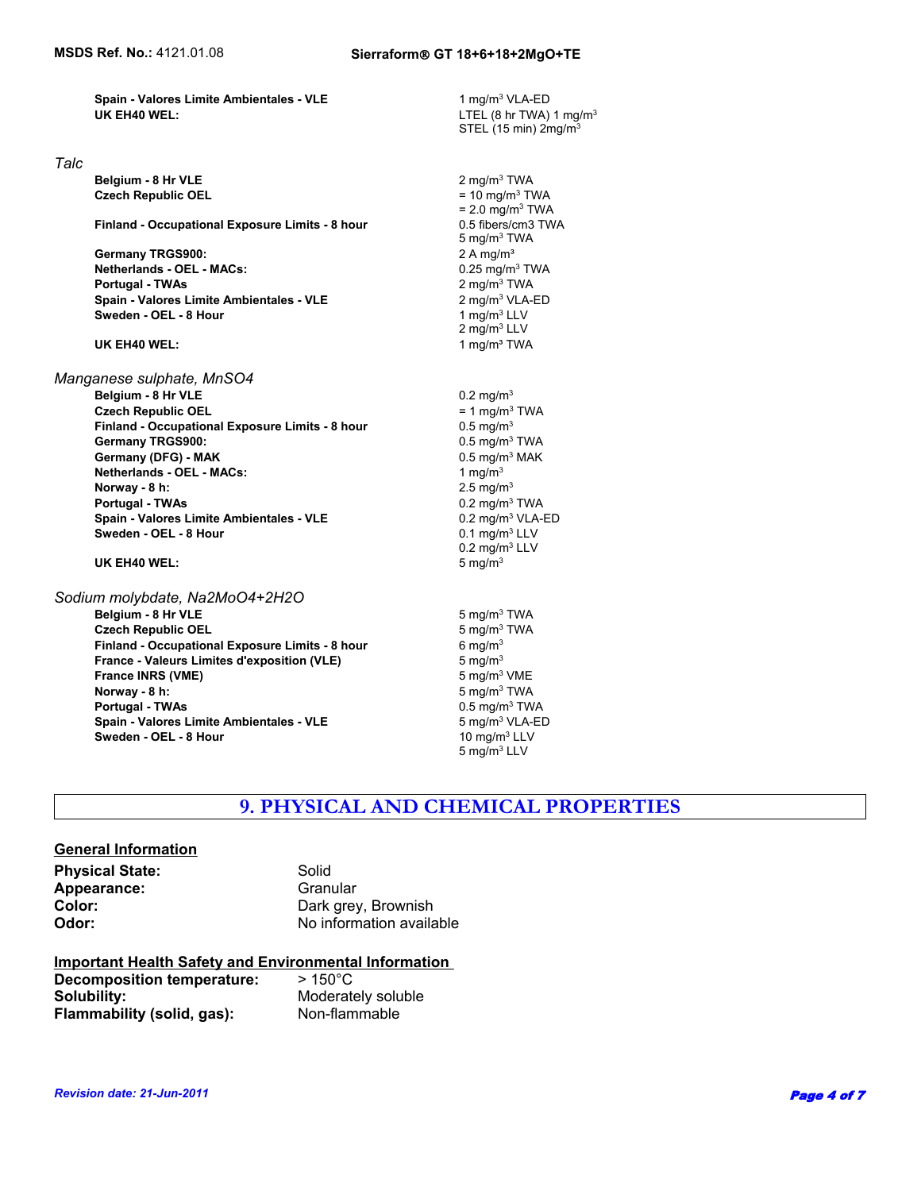| | |
|---|---|
| **Spain - Valores Limite Ambientales - VLE** | 1 mg/m³ VLA-ED |
| **UK EH40 WEL:** | LTEL (8 hr TWA) 1 mg/m³<br>STEL (15 min) 2mg/m³ |

*Talc*

| | |
|---|---|
| **Belgium - 8 Hr VLE** | 2 mg/m³ TWA |
| **Czech Republic OEL** | = 10 mg/m³ TWA<br>= 2.0 mg/m³ TWA |
| **Finland - Occupational Exposure Limits - 8 hour** | 0.5 fibers/cm3 TWA<br>5 mg/m³ TWA |
| **Germany TRGS900:** | 2 A mg/m³ |
| **Netherlands - OEL - MACs:** | 0.25 mg/m³ TWA |
| **Portugal - TWAs** | 2 mg/m³ TWA |
| **Spain - Valores Limite Ambientales - VLE** | 2 mg/m³ VLA-ED |
| **Sweden - OEL - 8 Hour** | 1 mg/m³ LLV<br>2 mg/m³ LLV |
| **UK EH40 WEL:** | 1 mg/m³ TWA |

*Manganese sulphate, MnSO4*

| | |
|---|---|
| **Belgium - 8 Hr VLE** | 0.2 mg/m³ |
| **Czech Republic OEL** | = 1 mg/m³ TWA |
| **Finland - Occupational Exposure Limits - 8 hour** | 0.5 mg/m³ |
| **Germany TRGS900:** | 0.5 mg/m³ TWA |
| **Germany (DFG) - MAK** | 0.5 mg/m³ MAK |
| **Netherlands - OEL - MACs:** | 1 mg/m³ |
| **Norway - 8 h:** | 2.5 mg/m³ |
| **Portugal - TWAs** | 0.2 mg/m³ TWA |
| **Spain - Valores Limite Ambientales - VLE** | 0.2 mg/m³ VLA-ED |
| **Sweden - OEL - 8 Hour** | 0.1 mg/m³ LLV<br>0.2 mg/m³ LLV |
| **UK EH40 WEL:** | 5 mg/m³ |

*Sodium molybdate, Na2MoO4+2H2O*

| | |
|---|---|
| **Belgium - 8 Hr VLE** | 5 mg/m³ TWA |
| **Czech Republic OEL** | 5 mg/m³ TWA |
| **Finland - Occupational Exposure Limits - 8 hour** | 6 mg/m³ |
| **France - Valeurs Limites d'exposition (VLE)** | 5 mg/m³ |
| **France INRS (VME)** | 5 mg/m³ VME |
| **Norway - 8 h:** | 5 mg/m³ TWA |
| **Portugal - TWAs** | 0.5 mg/m³ TWA |
| **Spain - Valores Limite Ambientales - VLE** | 5 mg/m³ VLA-ED |
| **Sweden - OEL - 8 Hour** | 10 mg/m³ LLV<br>5 mg/m³ LLV |

## 9. PHYSICAL AND CHEMICAL PROPERTIES

### General Information

| | |
|---|---|
| **Physical State:** | Solid |
| **Appearance:** | Granular |
| **Color:** | Dark grey, Brownish |
| **Odor:** | No information available |

### Important Health Safety and Environmental Information

| | |
|---|---|
| **Decomposition temperature:** | > 150°C |
| **Solubility:** | Moderately soluble |
| **Flammability (solid, gas):** | Non-flammable |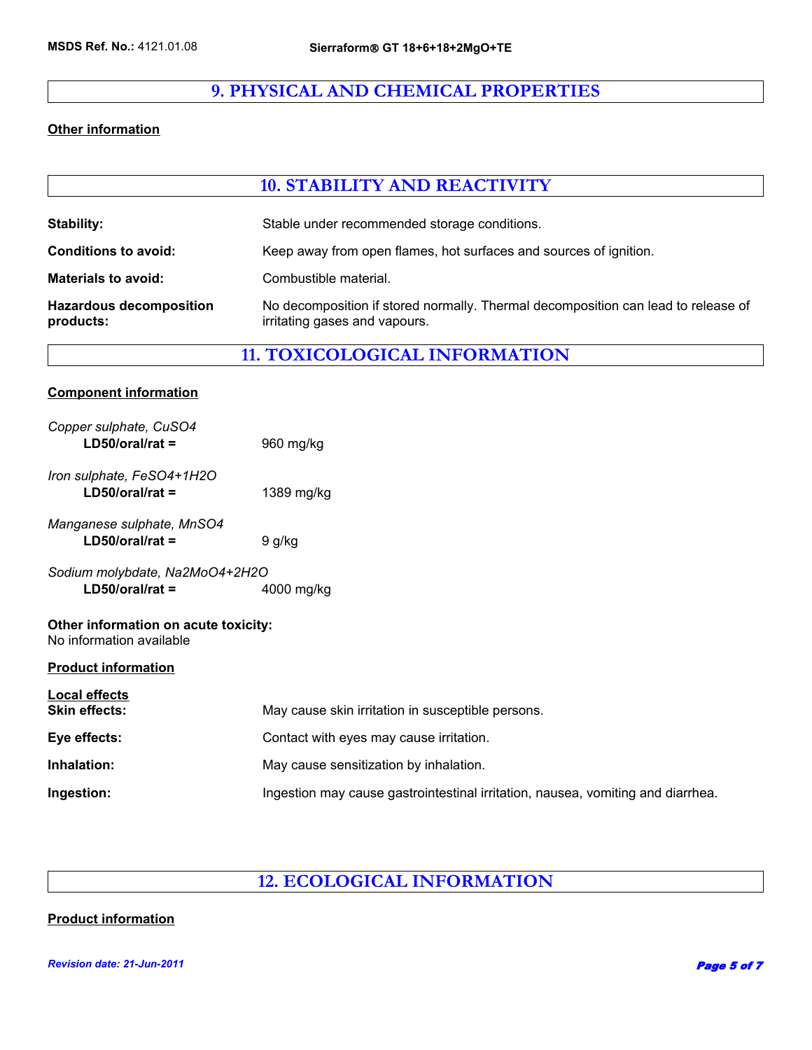## 9. PHYSICAL AND CHEMICAL PROPERTIES

**Other information**

## 10. STABILITY AND REACTIVITY

| | |
|---|---|
| **Stability:** | Stable under recommended storage conditions. |
| **Conditions to avoid:** | Keep away from open flames, hot surfaces and sources of ignition. |
| **Materials to avoid:** | Combustible material. |
| **Hazardous decomposition products:** | No decomposition if stored normally. Thermal decomposition can lead to release of irritating gases and vapours. |

## 11. TOXICOLOGICAL INFORMATION

**Component information**

*Copper sulphate, $CuSO_4$*
**LD50/oral/rat =** 960 mg/kg

*Iron sulphate, $FeSO_4$+1$H_2O$*
**LD50/oral/rat =** 1389 mg/kg

*Manganese sulphate, $MnSO_4$*
**LD50/oral/rat =** 9 g/kg

*Sodium molybdate, $Na_2MoO_4$+2$H_2O$*
**LD50/oral/rat =** 4000 mg/kg

**Other information on acute toxicity:**
No information available

**Product information**

**Local effects**

| | |
|---|---|
| **Skin effects:** | May cause skin irritation in susceptible persons. |
| **Eye effects:** | Contact with eyes may cause irritation. |
| **Inhalation:** | May cause sensitization by inhalation. |
| **Ingestion:** | Ingestion may cause gastrointestinal irritation, nausea, vomiting and diarrhea. |

## 12. ECOLOGICAL INFORMATION

**Product information**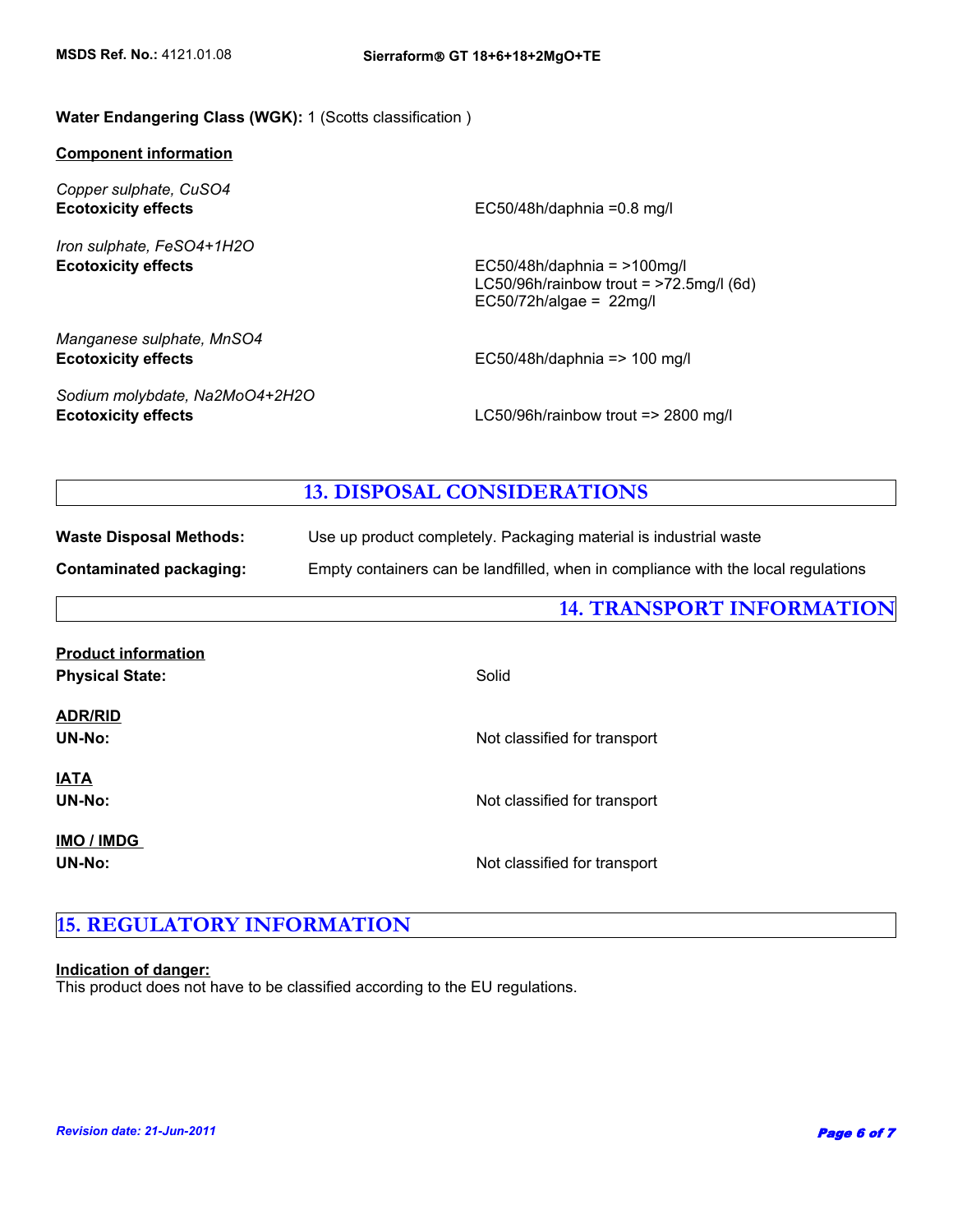**Water Endangering Class (WGK):** 1 (Scotts classification )

**Component information**

*Copper sulphate, $CuSO_4$*

**Ecotoxicity effects** EC50/48h/daphnia =0.8 mg/l

*Iron sulphate, $FeSO_4+1H_2O$*

**Ecotoxicity effects** EC50/48h/daphnia = >100mg/l
LC50/96h/rainbow trout = >72.5mg/l (6d)
EC50/72h/algae = 22mg/l

*Manganese sulphate, $MnSO_4$*

**Ecotoxicity effects** EC50/48h/daphnia => 100 mg/l

*Sodium molybdate, $Na_2MoO_4+2H_2O$*

**Ecotoxicity effects** LC50/96h/rainbow trout => 2800 mg/l

## 13. DISPOSAL CONSIDERATIONS

**Waste Disposal Methods:** Use up product completely. Packaging material is industrial waste

**Contaminated packaging:** Empty containers can be landfilled, when in compliance with the local regulations

## 14. TRANSPORT INFORMATION

**Product information**

**Physical State:** Solid

**ADR/RID**

**UN-No:** Not classified for transport

**IATA**

**UN-No:** Not classified for transport

**IMO / IMDG**

**UN-No:** Not classified for transport

## 15. REGULATORY INFORMATION

**Indication of danger:**
This product does not have to be classified according to the EU regulations.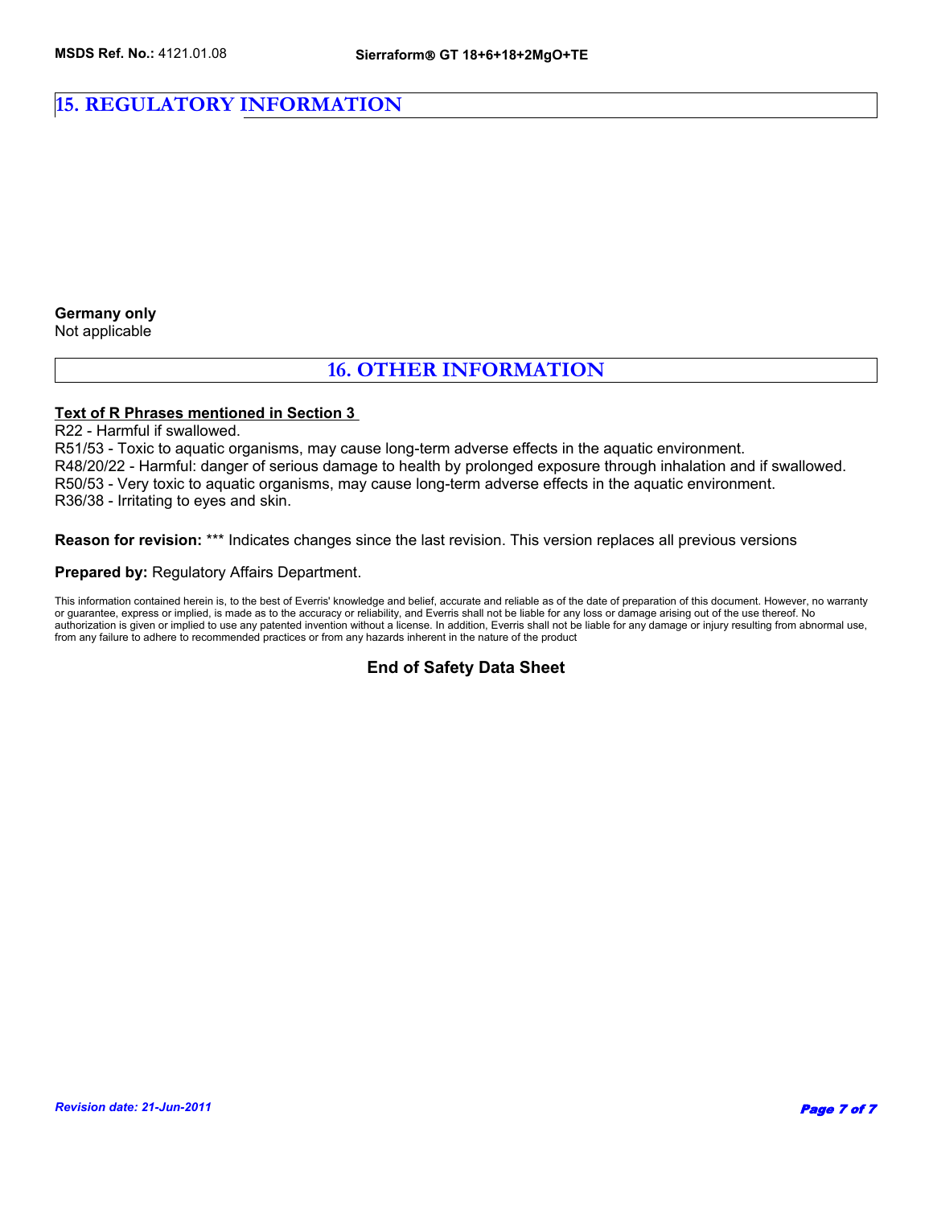## 15. REGULATORY INFORMATION

**Germany only**

Not applicable

## 16. OTHER INFORMATION

**Text of R Phrases mentioned in Section 3**

R22 - Harmful if swallowed.
R51/53 - Toxic to aquatic organisms, may cause long-term adverse effects in the aquatic environment.
R48/20/22 - Harmful: danger of serious damage to health by prolonged exposure through inhalation and if swallowed.
R50/53 - Very toxic to aquatic organisms, may cause long-term adverse effects in the aquatic environment.
R36/38 - Irritating to eyes and skin.

**Reason for revision:** *** Indicates changes since the last revision. This version replaces all previous versions

**Prepared by:** Regulatory Affairs Department.

This information contained herein is, to the best of Everris' knowledge and belief, accurate and reliable as of the date of preparation of this document. However, no warranty or guarantee, express or implied, is made as to the accuracy or reliability, and Everris shall not be liable for any loss or damage arising out of the use thereof. No authorization is given or implied to use any patented invention without a license. In addition, Everris shall not be liable for any damage or injury resulting from abnormal use, from any failure to adhere to recommended practices or from any hazards inherent in the nature of the product

**End of Safety Data Sheet**

*Revision date: 21-Jun-2011*